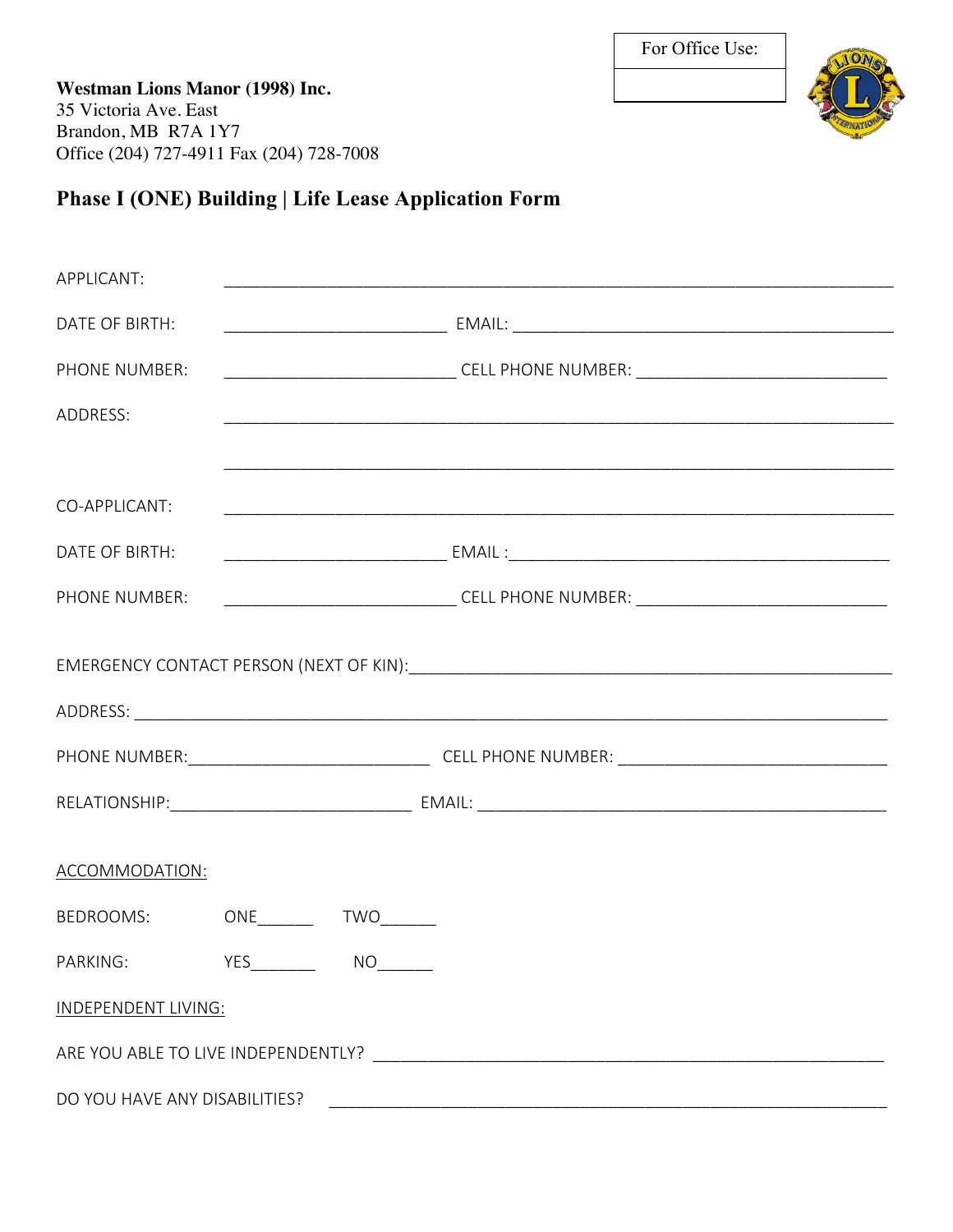For Office Use:

**Westman Lions Manor (1998) Inc.**
35 Victoria Ave. East
Brandon, MB R7A 1Y7
Office (204) 727-4911 Fax (204) 728-7008

## Phase I (ONE) Building | Life Lease Application Form

APPLICANT: ________________________________________________

DATE OF BIRTH: ____________________ EMAIL: ____________________

PHONE NUMBER: ____________________ CELL PHONE NUMBER: ____________________

ADDRESS: ________________________________________________

________________________________________________

CO-APPLICANT: ________________________________________________

DATE OF BIRTH: ____________________ EMAIL :____________________

PHONE NUMBER: ____________________ CELL PHONE NUMBER: ____________________

EMERGENCY CONTACT PERSON (NEXT OF KIN):________________________________

ADDRESS: ________________________________________________

PHONE NUMBER:____________________ CELL PHONE NUMBER: ____________________

RELATIONSHIP:____________________ EMAIL: ____________________

<u>ACCOMMODATION:</u>

BEDROOMS: ONE______ TWO______

PARKING: YES_______ NO______

<u>INDEPENDENT LIVING:</u>

ARE YOU ABLE TO LIVE INDEPENDENTLY? ________________________________

DO YOU HAVE ANY DISABILITIES? ________________________________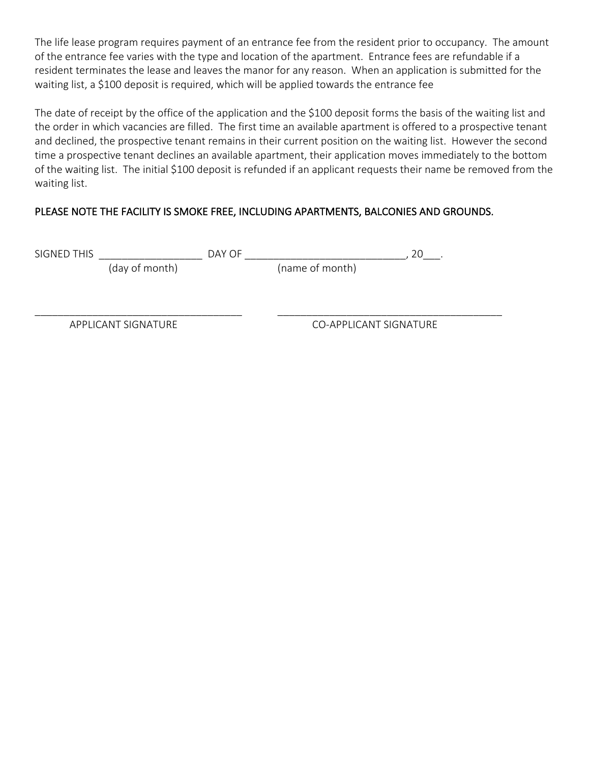The life lease program requires payment of an entrance fee from the resident prior to occupancy. The amount of the entrance fee varies with the type and location of the apartment. Entrance fees are refundable if a resident terminates the lease and leaves the manor for any reason. When an application is submitted for the waiting list, a $100 deposit is required, which will be applied towards the entrance fee

The date of receipt by the office of the application and the $100 deposit forms the basis of the waiting list and the order in which vacancies are filled. The first time an available apartment is offered to a prospective tenant and declined, the prospective tenant remains in their current position on the waiting list. However the second time a prospective tenant declines an available apartment, their application moves immediately to the bottom of the waiting list. The initial $100 deposit is refunded if an applicant requests their name be removed from the waiting list.

PLEASE NOTE THE FACILITY IS SMOKE FREE, INCLUDING APARTMENTS, BALCONIES AND GROUNDS.

SIGNED THIS __________________ DAY OF ____________________________, 20___.
(day of month) (name of month)

_____________________________________ _________________________________________
APPLICANT SIGNATURE CO-APPLICANT SIGNATURE